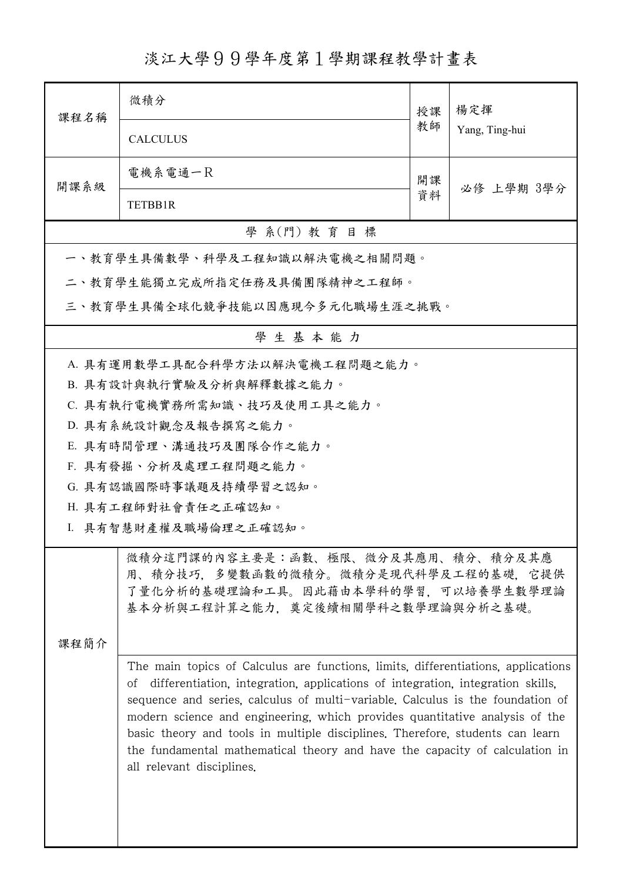# 淡江大學９９學年度第１學期課程教學計畫表

| 課程名稱 | 微積分<br>CALCULUS | 授課教師 | 楊定揮<br>Yang, Ting-hui |
|---|---|---|---|
| 開課系級 | 電機系電通一R<br>TETBB1R | 開課資料 | 必修 上學期 3學分 |

## 學 系(門) 教 育 目 標

一、教育學生具備數學、科學及工程知識以解決電機之相關問題。

二、教育學生能獨立完成所指定任務及具備團隊精神之工程師。

三、教育學生具備全球化競爭技能以因應現今多元化職場生涯之挑戰。

## 學 生 基 本 能 力

A. 具有運用數學工具配合科學方法以解決電機工程問題之能力。

B. 具有設計與執行實驗及分析與解釋數據之能力。

C. 具有執行電機實務所需知識、技巧及使用工具之能力。

D. 具有系統設計觀念及報告撰寫之能力。

E. 具有時間管理、溝通技巧及團隊合作之能力。

F. 具有發掘、分析及處理工程問題之能力。

G. 具有認識國際時事議題及持續學習之認知。

H. 具有工程師對社會責任之正確認知。

I. 具有智慧財產權及職場倫理之正確認知。

## 課程簡介

微積分這門課的內容主要是：函數、極限、微分及其應用、積分、積分及其應用、積分技巧，多變數函數的微積分。微積分是現代科學及工程的基礎，它提供了量化分析的基礎理論和工具。因此藉由本學科的學習，可以培養學生數學理論基本分析與工程計算之能力，奠定後續相關學科之數學理論與分析之基礎。

The main topics of Calculus are functions, limits, differentiations, applications of differentiation, integration, applications of integration, integration skills, sequence and series, calculus of multi-variable. Calculus is the foundation of modern science and engineering, which provides quantitative analysis of the basic theory and tools in multiple disciplines. Therefore, students can learn the fundamental mathematical theory and have the capacity of calculation in all relevant disciplines.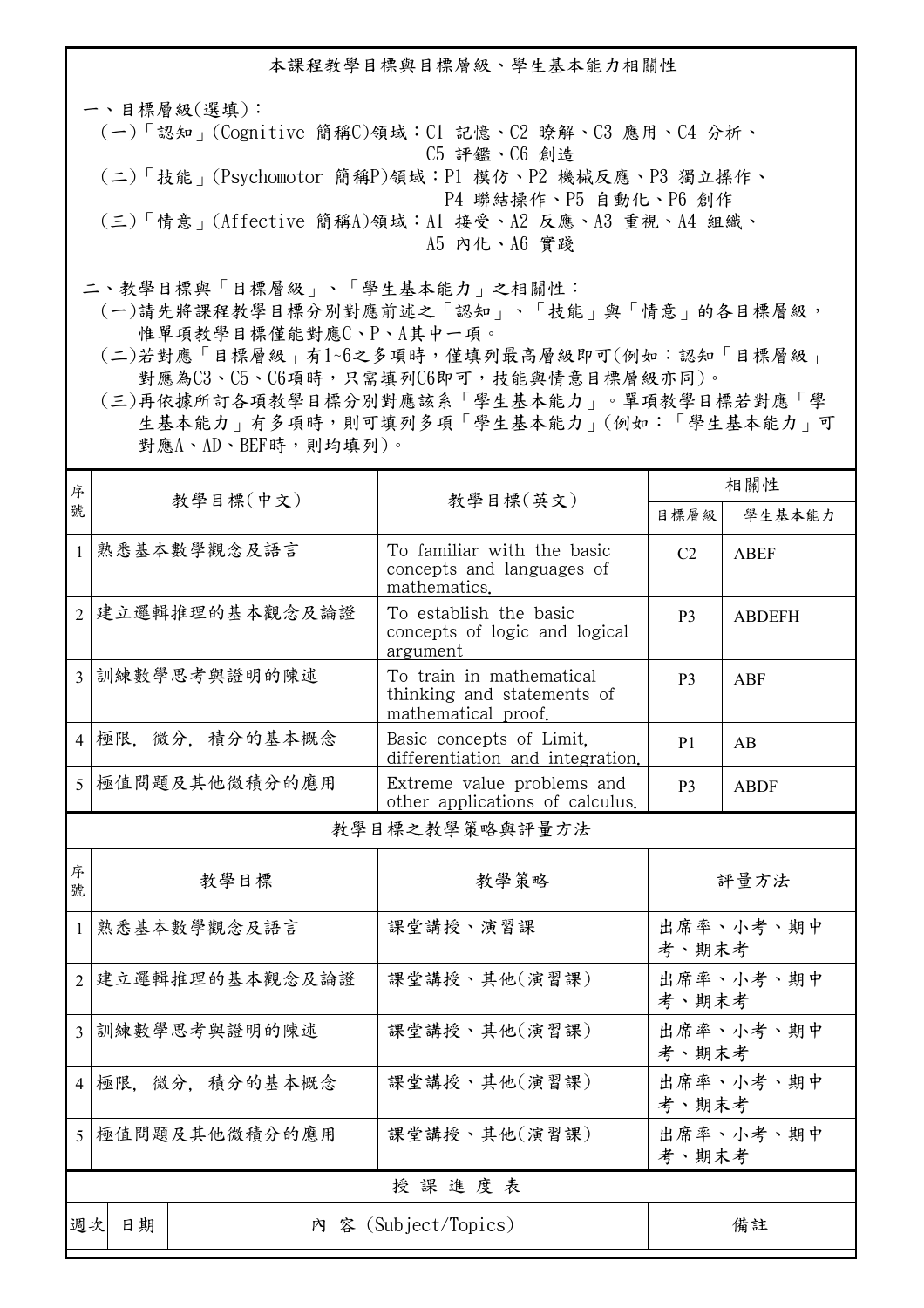## 本課程教學目標與目標層級、學生基本能力相關性

一、目標層級(選填)：

(一)「認知」(Cognitive 簡稱C)領域：C1 記憶、C2 瞭解、C3 應用、C4 分析、C5 評鑑、C6 創造

(二)「技能」(Psychomotor 簡稱P)領域：P1 模仿、P2 機械反應、P3 獨立操作、P4 聯結操作、P5 自動化、P6 創作

(三)「情意」(Affective 簡稱A)領域：A1 接受、A2 反應、A3 重視、A4 組織、A5 內化、A6 實踐

二、教學目標與「目標層級」、「學生基本能力」之相關性：

(一)請先將課程教學目標分別對應前述之「認知」、「技能」與「情意」的各目標層級，惟單項教學目標僅能對應C、P、A其中一項。

(二)若對應「目標層級」有1~6之多項時，僅填列最高層級即可(例如：認知「目標層級」對應為C3、C5、C6項時，只需填列C6即可，技能與情意目標層級亦同)。

(三)再依據所訂各項教學目標分別對應該系「學生基本能力」。單項教學目標若對應「學生基本能力」有多項時，則可填列多項「學生基本能力」(例如：「學生基本能力」可對應A、AD、BEF時，則均填列)。

| 序號 | 教學目標(中文) | 教學目標(英文) | 相關性 | |
|---|---|---|---|---|
| | | | 目標層級 | 學生基本能力 |
| 1 | 熟悉基本數學觀念及語言 | To familiar with the basic concepts and languages of mathematics. | C2 | ABEF |
| 2 | 建立邏輯推理的基本觀念及論證 | To establish the basic concepts of logic and logical argument | P3 | ABDEFH |
| 3 | 訓練數學思考與證明的陳述 | To train in mathematical thinking and statements of mathematical proof. | P3 | ABF |
| 4 | 極限, 微分, 積分的基本概念 | Basic concepts of Limit, differentiation and integration. | P1 | AB |
| 5 | 極值問題及其他微積分的應用 | Extreme value problems and other applications of calculus. | P3 | ABDF |

## 教學目標之教學策略與評量方法

| 序號 | 教學目標 | 教學策略 | 評量方法 |
|---|---|---|---|
| 1 | 熟悉基本數學觀念及語言 | 課堂講授、演習課 | 出席率、小考、期中考、期末考 |
| 2 | 建立邏輯推理的基本觀念及論證 | 課堂講授、其他(演習課) | 出席率、小考、期中考、期末考 |
| 3 | 訓練數學思考與證明的陳述 | 課堂講授、其他(演習課) | 出席率、小考、期中考、期末考 |
| 4 | 極限, 微分, 積分的基本概念 | 課堂講授、其他(演習課) | 出席率、小考、期中考、期末考 |
| 5 | 極值問題及其他微積分的應用 | 課堂講授、其他(演習課) | 出席率、小考、期中考、期末考 |

## 授 課 進 度 表

| 週次 | 日期 | 內 容 (Subject/Topics) | 備註 |
|---|---|---|---|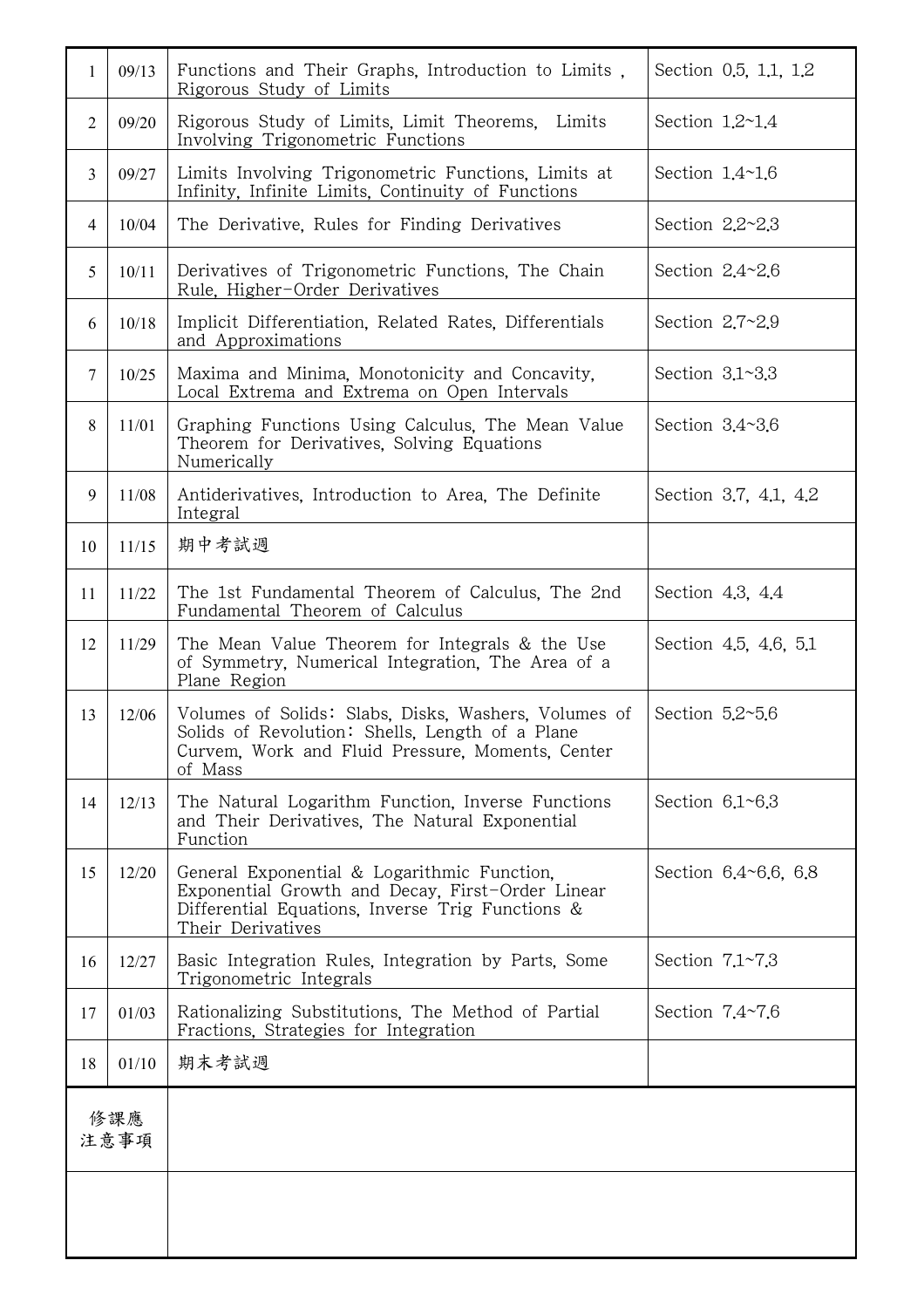| 1 | 09/13 | Functions and Their Graphs, Introduction to Limits , Rigorous Study of Limits | Section 0.5, 1.1, 1.2 |
|---|---|---|---|
| 2 | 09/20 | Rigorous Study of Limits, Limit Theorems, Limits Involving Trigonometric Functions | Section 1.2~1.4 |
| 3 | 09/27 | Limits Involving Trigonometric Functions, Limits at Infinity, Infinite Limits, Continuity of Functions | Section 1.4~1.6 |
| 4 | 10/04 | The Derivative, Rules for Finding Derivatives | Section 2.2~2.3 |
| 5 | 10/11 | Derivatives of Trigonometric Functions, The Chain Rule, Higher-Order Derivatives | Section 2.4~2.6 |
| 6 | 10/18 | Implicit Differentiation, Related Rates, Differentials and Approximations | Section 2.7~2.9 |
| 7 | 10/25 | Maxima and Minima, Monotonicity and Concavity, Local Extrema and Extrema on Open Intervals | Section 3.1~3.3 |
| 8 | 11/01 | Graphing Functions Using Calculus, The Mean Value Theorem for Derivatives, Solving Equations Numerically | Section 3.4~3.6 |
| 9 | 11/08 | Antiderivatives, Introduction to Area, The Definite Integral | Section 3.7, 4.1, 4.2 |
| 10 | 11/15 | 期中考試週 | |
| 11 | 11/22 | The 1st Fundamental Theorem of Calculus, The 2nd Fundamental Theorem of Calculus | Section 4.3, 4.4 |
| 12 | 11/29 | The Mean Value Theorem for Integrals & the Use of Symmetry, Numerical Integration, The Area of a Plane Region | Section 4.5, 4.6, 5.1 |
| 13 | 12/06 | Volumes of Solids: Slabs, Disks, Washers, Volumes of Solids of Revolution: Shells, Length of a Plane Curvem, Work and Fluid Pressure, Moments, Center of Mass | Section 5.2~5.6 |
| 14 | 12/13 | The Natural Logarithm Function, Inverse Functions and Their Derivatives, The Natural Exponential Function | Section 6.1~6.3 |
| 15 | 12/20 | General Exponential & Logarithmic Function, Exponential Growth and Decay, First-Order Linear Differential Equations, Inverse Trig Functions & Their Derivatives | Section 6.4~6.6, 6.8 |
| 16 | 12/27 | Basic Integration Rules, Integration by Parts, Some Trigonometric Integrals | Section 7.1~7.3 |
| 17 | 01/03 | Rationalizing Substitutions, The Method of Partial Fractions, Strategies for Integration | Section 7.4~7.6 |
| 18 | 01/10 | 期末考試週 | |

| 修課應注意事項 | |
|---|---|
| | |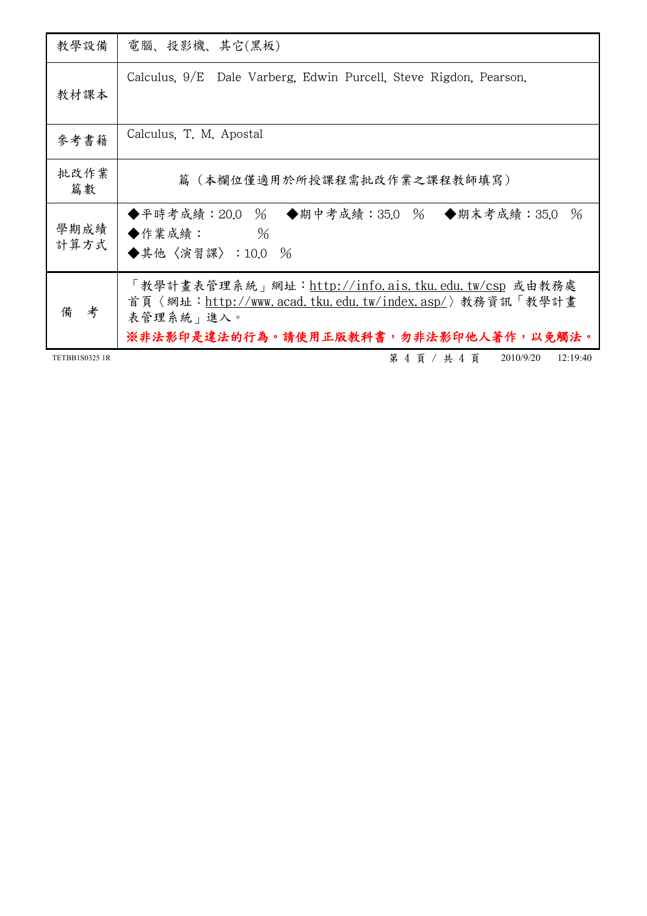| | |
|---|---|
| 教學設備 | 電腦、投影機、其它(黑板) |
| 教材課本 | Calculus, 9/E Dale Varberg, Edwin Purcell, Steve Rigdon, Pearson. |
| 參考書籍 | Calculus, T. M. Apostal |
| 批改作業篇數 | 篇（本欄位僅適用於所授課程需批改作業之課程教師填寫） |
| 學期成績計算方式 | ◆平時考成績：20.0 % ◆期中考成績：35.0 % ◆期末考成績：35.0 %<br>◆作業成績： %<br>◆其他〈演習課〉：10.0 % |
| 備考 | 「教學計畫表管理系統」網址：http://info.ais.tku.edu.tw/csp 或由教務處首頁〈網址：http://www.acad.tku.edu.tw/index.asp/〉教務資訊「教學計畫表管理系統」進入。<br>**※非法影印是違法的行為。請使用正版教科書，勿非法影印他人著作，以免觸法。** |

TETBB1S0325 1R 2010/9/20 12:19:40